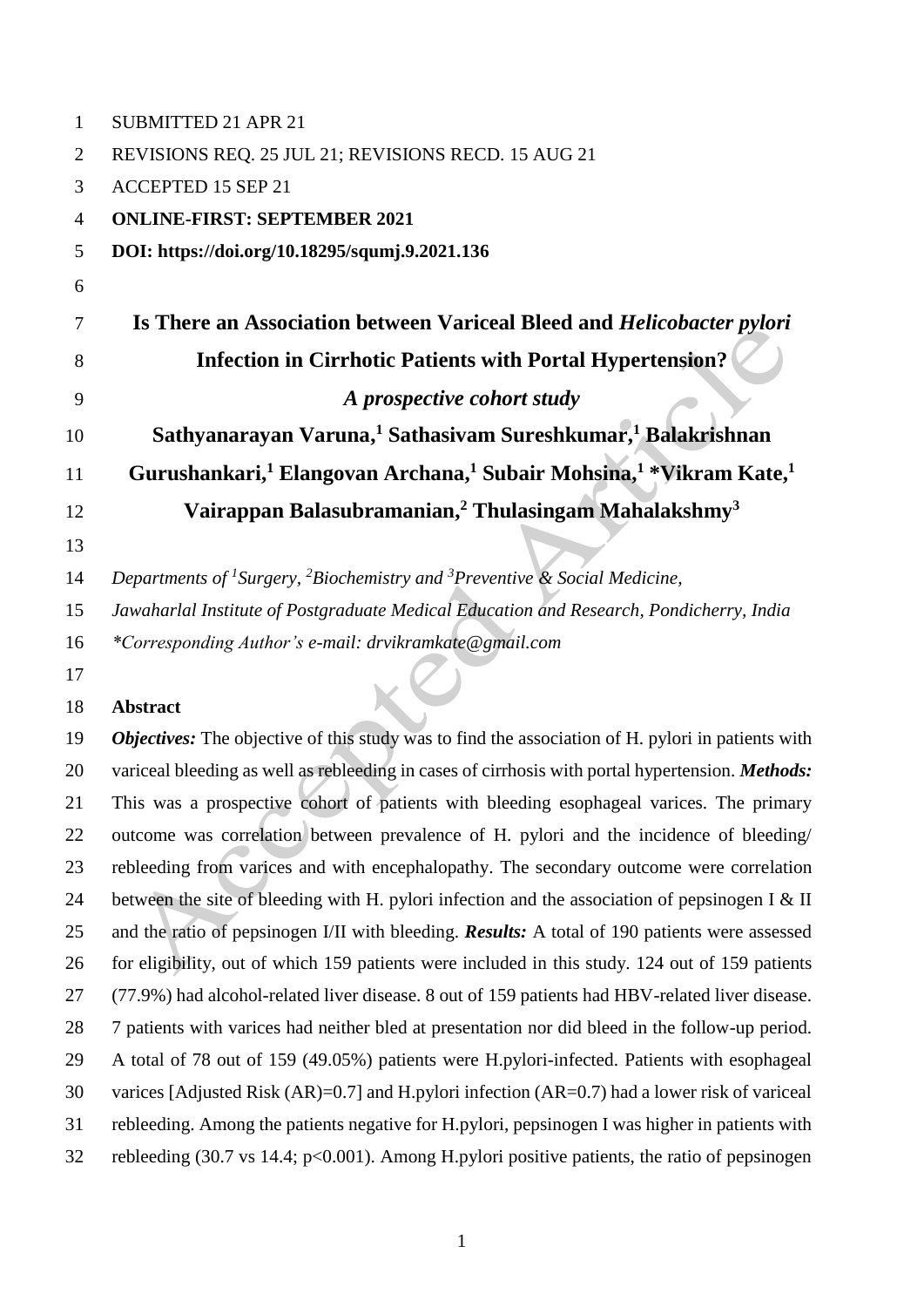SUBMITTED 21 APR 21

REVISIONS REQ. 25 JUL 21; REVISIONS RECD. 15 AUG 21

ACCEPTED 15 SEP 21

**ONLINE-FIRST: SEPTEMBER 2021**

**DOI: https://doi.org/10.18295/squmj.9.2021.136**

# Is There an Association between Variceal Bleed and *Helicobacter pylori* Infection in Cirrhotic Patients with Portal Hypertension?

## *A prospective cohort study*

**Sathyanarayan Varuna,[1] Sathasivam Sureshkumar,[1] Balakrishnan Gurushankari,[1] Elangovan Archana,[1] Subair Mohsina,[1] \*Vikram Kate,[1] Vairappan Balasubramanian,[2] Thulasingam Mahalakshmy[3]**

*Departments of [1]Surgery, [2]Biochemistry and [3]Preventive & Social Medicine, Jawaharlal Institute of Postgraduate Medical Education and Research, Pondicherry, India*

*\*Corresponding Author's e-mail: drvikramkate@gmail.com*

**Abstract**

***Objectives:*** The objective of this study was to find the association of H. pylori in patients with variceal bleeding as well as rebleeding in cases of cirrhosis with portal hypertension. ***Methods:*** This was a prospective cohort of patients with bleeding esophageal varices. The primary outcome was correlation between prevalence of H. pylori and the incidence of bleeding/ rebleeding from varices and with encephalopathy. The secondary outcome were correlation between the site of bleeding with H. pylori infection and the association of pepsinogen I & II and the ratio of pepsinogen I/II with bleeding. ***Results:*** A total of 190 patients were assessed for eligibility, out of which 159 patients were included in this study. 124 out of 159 patients (77.9%) had alcohol-related liver disease. 8 out of 159 patients had HBV-related liver disease. 7 patients with varices had neither bled at presentation nor did bleed in the follow-up period. A total of 78 out of 159 (49.05%) patients were H.pylori-infected. Patients with esophageal varices [Adjusted Risk (AR)=0.7] and H.pylori infection (AR=0.7) had a lower risk of variceal rebleeding. Among the patients negative for H.pylori, pepsinogen I was higher in patients with rebleeding (30.7 vs 14.4; $p<0.001$). Among H.pylori positive patients, the ratio of pepsinogen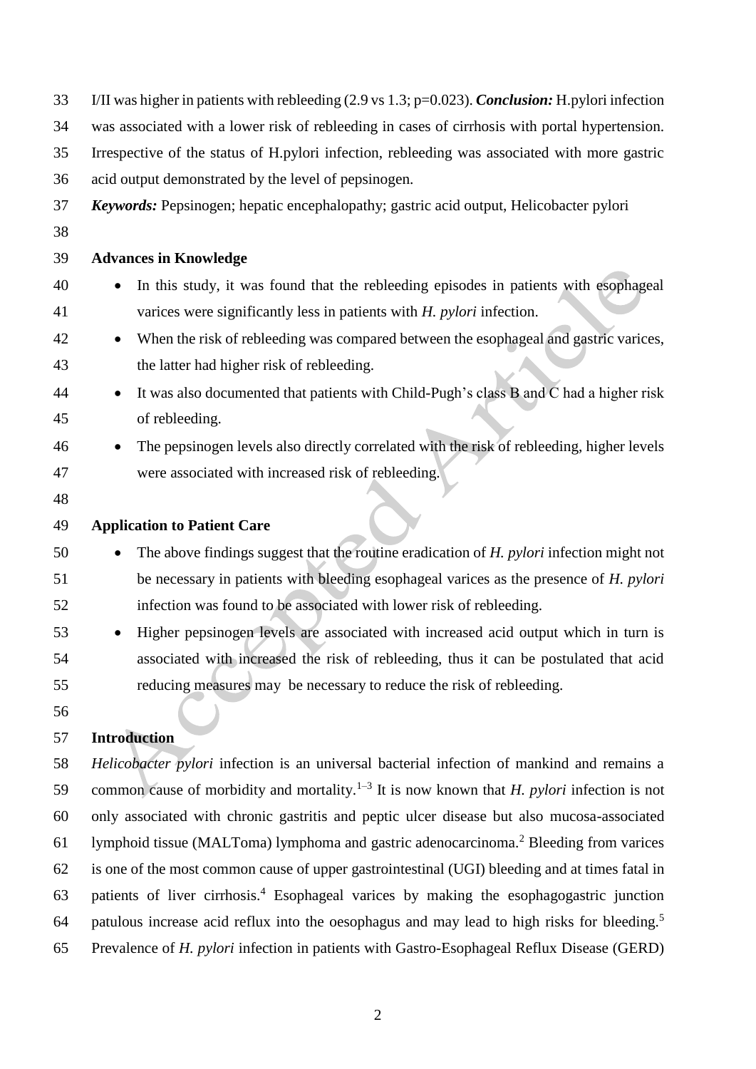I/II was higher in patients with rebleeding (2.9 vs 1.3; p=0.023). ***Conclusion:*** H.pylori infection was associated with a lower risk of rebleeding in cases of cirrhosis with portal hypertension. Irrespective of the status of H.pylori infection, rebleeding was associated with more gastric acid output demonstrated by the level of pepsinogen.

***Keywords:*** Pepsinogen; hepatic encephalopathy; gastric acid output, Helicobacter pylori

## Advances in Knowledge

- In this study, it was found that the rebleeding episodes in patients with esophageal varices were significantly less in patients with *H. pylori* infection.
- When the risk of rebleeding was compared between the esophageal and gastric varices, the latter had higher risk of rebleeding.
- It was also documented that patients with Child-Pugh's class B and C had a higher risk of rebleeding.
- The pepsinogen levels also directly correlated with the risk of rebleeding, higher levels were associated with increased risk of rebleeding.

## Application to Patient Care

- The above findings suggest that the routine eradication of *H. pylori* infection might not be necessary in patients with bleeding esophageal varices as the presence of *H. pylori* infection was found to be associated with lower risk of rebleeding.
- Higher pepsinogen levels are associated with increased acid output which in turn is associated with increased the risk of rebleeding, thus it can be postulated that acid reducing measures may be necessary to reduce the risk of rebleeding.

## Introduction

*Helicobacter pylori* infection is an universal bacterial infection of mankind and remains a common cause of morbidity and mortality.[1–3] It is now known that *H. pylori* infection is not only associated with chronic gastritis and peptic ulcer disease but also mucosa-associated lymphoid tissue (MALToma) lymphoma and gastric adenocarcinoma.[2] Bleeding from varices is one of the most common cause of upper gastrointestinal (UGI) bleeding and at times fatal in patients of liver cirrhosis.[4] Esophageal varices by making the esophagogastric junction patulous increase acid reflux into the oesophagus and may lead to high risks for bleeding.[5] Prevalence of *H. pylori* infection in patients with Gastro-Esophageal Reflux Disease (GERD)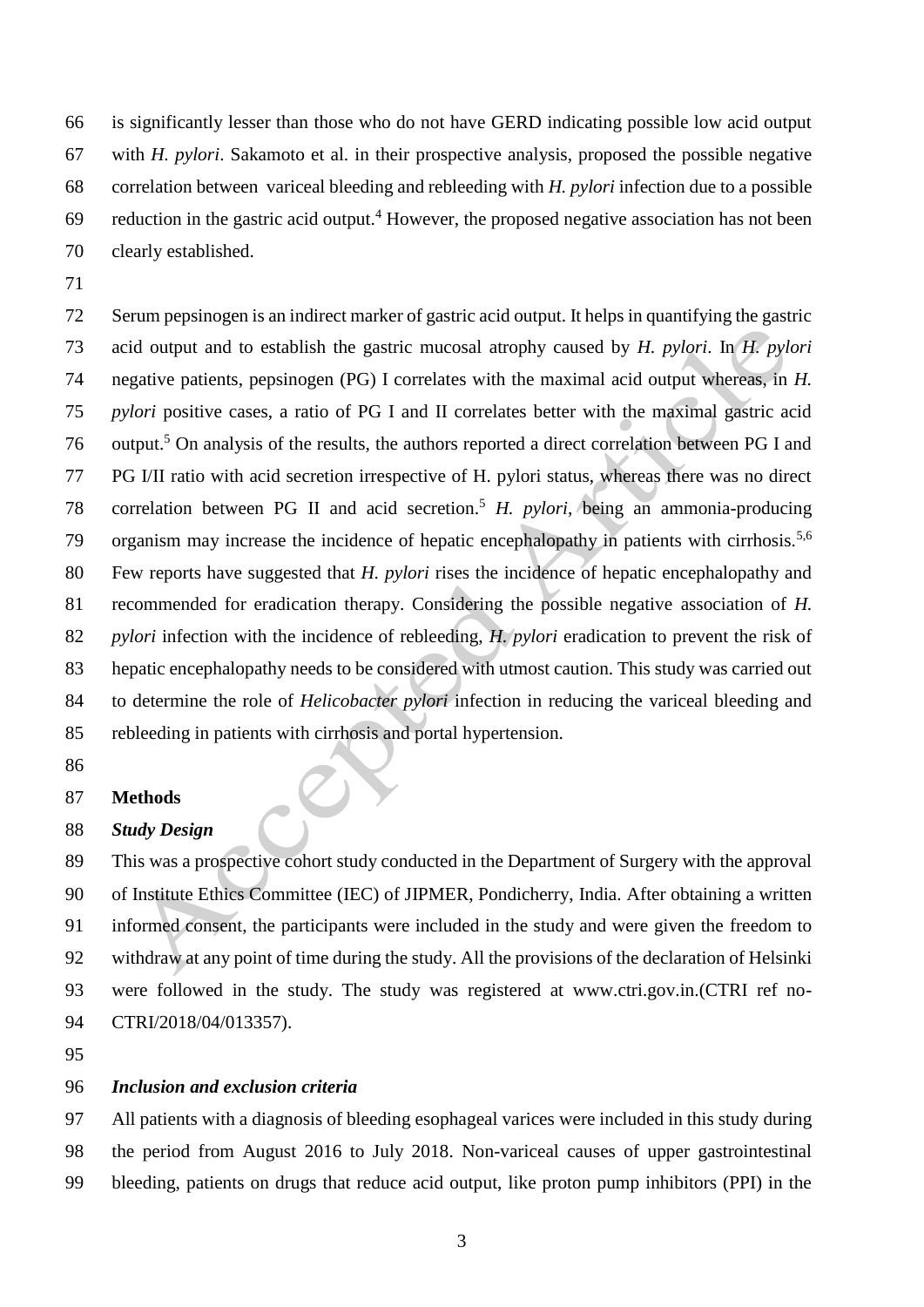is significantly lesser than those who do not have GERD indicating possible low acid output with *H. pylori*. Sakamoto et al. in their prospective analysis, proposed the possible negative correlation between variceal bleeding and rebleeding with *H. pylori* infection due to a possible reduction in the gastric acid output.[4] However, the proposed negative association has not been clearly established.

Serum pepsinogen is an indirect marker of gastric acid output. It helps in quantifying the gastric acid output and to establish the gastric mucosal atrophy caused by *H. pylori*. In *H. pylori* negative patients, pepsinogen (PG) I correlates with the maximal acid output whereas, in *H. pylori* positive cases, a ratio of PG I and II correlates better with the maximal gastric acid output.[5] On analysis of the results, the authors reported a direct correlation between PG I and PG I/II ratio with acid secretion irrespective of H. pylori status, whereas there was no direct correlation between PG II and acid secretion.[5] *H. pylori*, being an ammonia-producing organism may increase the incidence of hepatic encephalopathy in patients with cirrhosis.[5,6] Few reports have suggested that *H. pylori* rises the incidence of hepatic encephalopathy and recommended for eradication therapy. Considering the possible negative association of *H. pylori* infection with the incidence of rebleeding, *H. pylori* eradication to prevent the risk of hepatic encephalopathy needs to be considered with utmost caution. This study was carried out to determine the role of *Helicobacter pylori* infection in reducing the variceal bleeding and rebleeding in patients with cirrhosis and portal hypertension.

## Methods

### *Study Design*

This was a prospective cohort study conducted in the Department of Surgery with the approval of Institute Ethics Committee (IEC) of JIPMER, Pondicherry, India. After obtaining a written informed consent, the participants were included in the study and were given the freedom to withdraw at any point of time during the study. All the provisions of the declaration of Helsinki were followed in the study. The study was registered at www.ctri.gov.in.(CTRI ref no- CTRI/2018/04/013357).

### *Inclusion and exclusion criteria*

All patients with a diagnosis of bleeding esophageal varices were included in this study during the period from August 2016 to July 2018. Non-variceal causes of upper gastrointestinal bleeding, patients on drugs that reduce acid output, like proton pump inhibitors (PPI) in the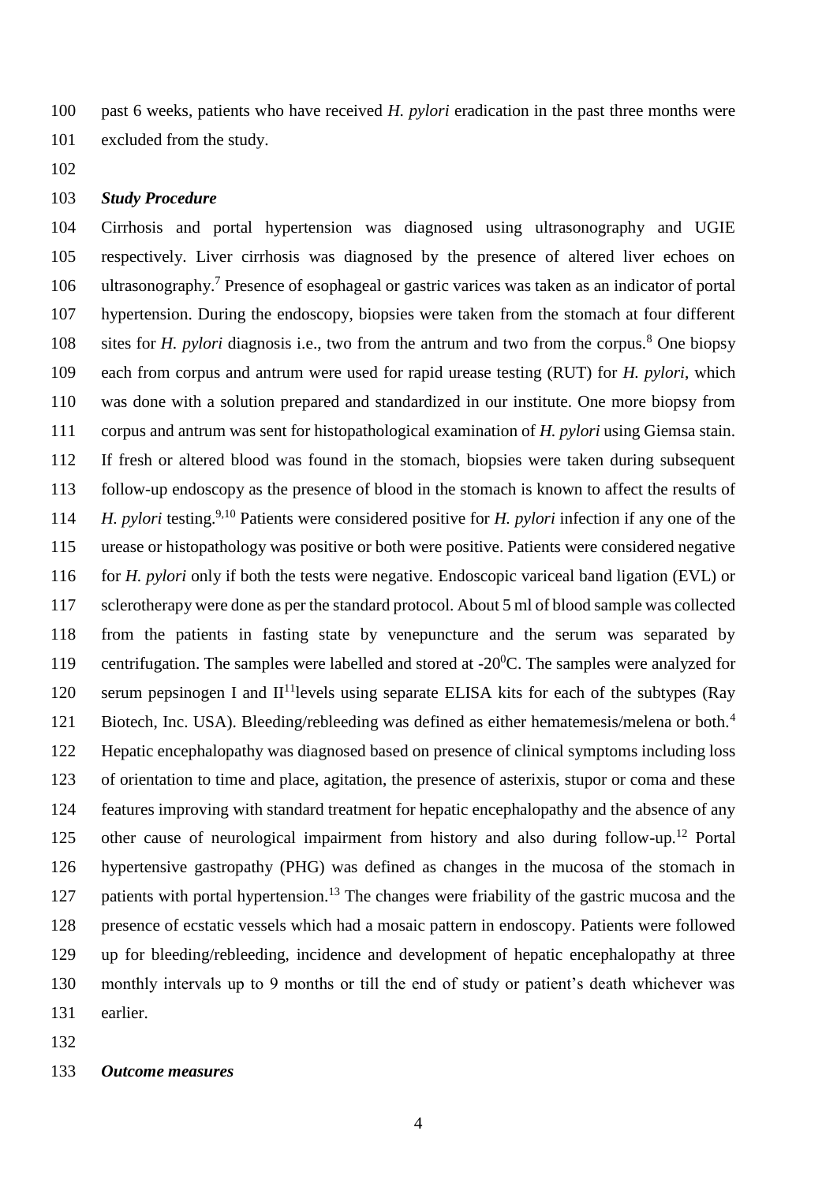past 6 weeks, patients who have received *H. pylori* eradication in the past three months were excluded from the study.

### *Study Procedure*

Cirrhosis and portal hypertension was diagnosed using ultrasonography and UGIE respectively. Liver cirrhosis was diagnosed by the presence of altered liver echoes on ultrasonography.[7] Presence of esophageal or gastric varices was taken as an indicator of portal hypertension. During the endoscopy, biopsies were taken from the stomach at four different sites for *H. pylori* diagnosis i.e., two from the antrum and two from the corpus.[8] One biopsy each from corpus and antrum were used for rapid urease testing (RUT) for *H. pylori*, which was done with a solution prepared and standardized in our institute. One more biopsy from corpus and antrum was sent for histopathological examination of *H. pylori* using Giemsa stain. If fresh or altered blood was found in the stomach, biopsies were taken during subsequent follow-up endoscopy as the presence of blood in the stomach is known to affect the results of *H. pylori* testing.[9,10] Patients were considered positive for *H. pylori* infection if any one of the urease or histopathology was positive or both were positive. Patients were considered negative for *H. pylori* only if both the tests were negative. Endoscopic variceal band ligation (EVL) or sclerotherapy were done as per the standard protocol. About 5 ml of blood sample was collected from the patients in fasting state by venepuncture and the serum was separated by centrifugation. The samples were labelled and stored at -20$^0$C. The samples were analyzed for serum pepsinogen I and II[11]levels using separate ELISA kits for each of the subtypes (Ray Biotech, Inc. USA). Bleeding/rebleeding was defined as either hematemesis/melena or both.[4] Hepatic encephalopathy was diagnosed based on presence of clinical symptoms including loss of orientation to time and place, agitation, the presence of asterixis, stupor or coma and these features improving with standard treatment for hepatic encephalopathy and the absence of any other cause of neurological impairment from history and also during follow-up.[12] Portal hypertensive gastropathy (PHG) was defined as changes in the mucosa of the stomach in patients with portal hypertension.[13] The changes were friability of the gastric mucosa and the presence of ecstatic vessels which had a mosaic pattern in endoscopy. Patients were followed up for bleeding/rebleeding, incidence and development of hepatic encephalopathy at three monthly intervals up to 9 months or till the end of study or patient's death whichever was earlier.

### *Outcome measures*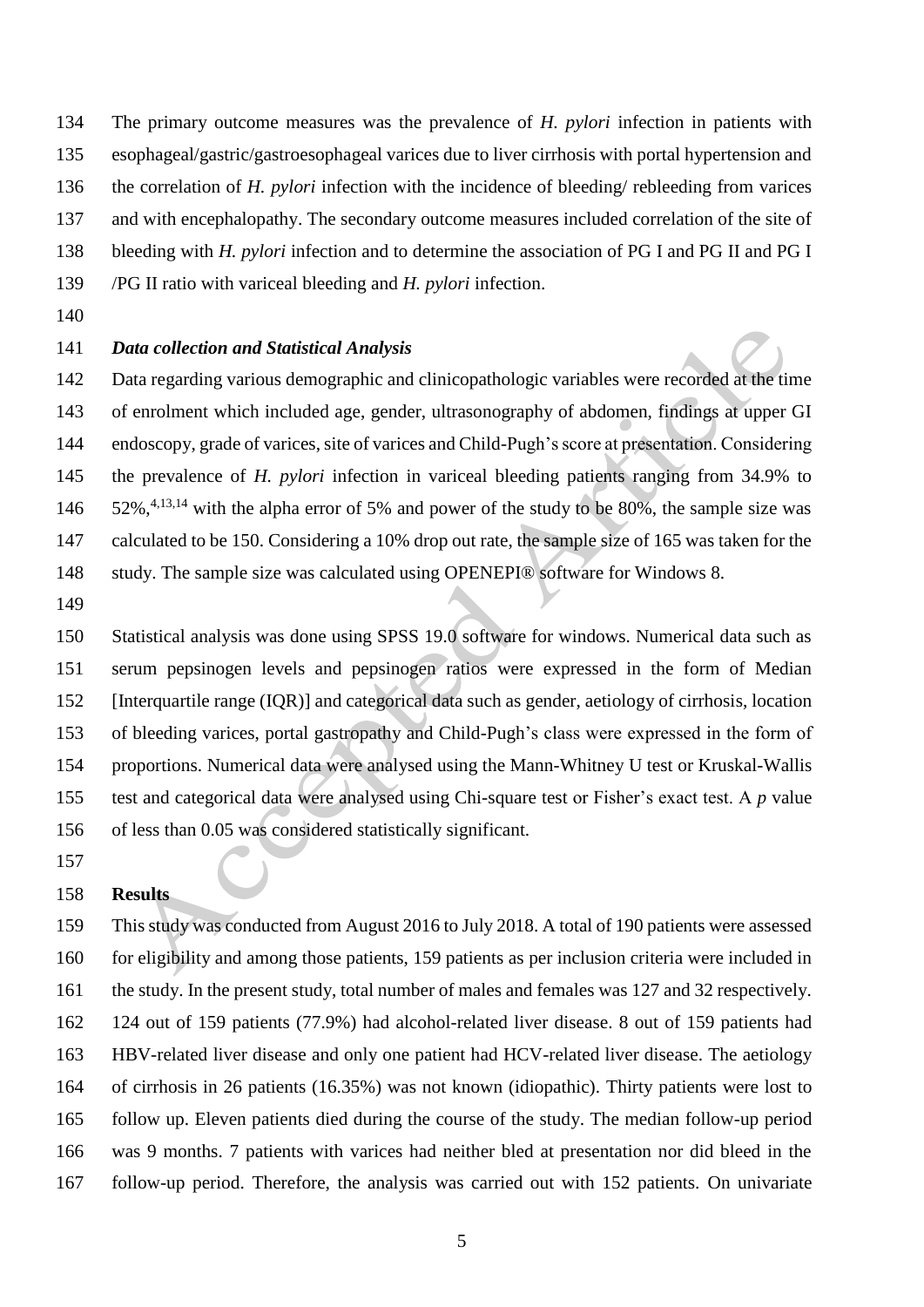The primary outcome measures was the prevalence of *H. pylori* infection in patients with esophageal/gastric/gastroesophageal varices due to liver cirrhosis with portal hypertension and the correlation of *H. pylori* infection with the incidence of bleeding/ rebleeding from varices and with encephalopathy. The secondary outcome measures included correlation of the site of bleeding with *H. pylori* infection and to determine the association of PG I and PG II and PG I /PG II ratio with variceal bleeding and *H. pylori* infection.

### *Data collection and Statistical Analysis*

Data regarding various demographic and clinicopathologic variables were recorded at the time of enrolment which included age, gender, ultrasonography of abdomen, findings at upper GI endoscopy, grade of varices, site of varices and Child-Pugh's score at presentation. Considering the prevalence of *H. pylori* infection in variceal bleeding patients ranging from 34.9% to 52%,[4,13,14] with the alpha error of 5% and power of the study to be 80%, the sample size was calculated to be 150. Considering a 10% drop out rate, the sample size of 165 was taken for the study. The sample size was calculated using OPENEPI® software for Windows 8.

Statistical analysis was done using SPSS 19.0 software for windows. Numerical data such as serum pepsinogen levels and pepsinogen ratios were expressed in the form of Median [Interquartile range (IQR)] and categorical data such as gender, aetiology of cirrhosis, location of bleeding varices, portal gastropathy and Child-Pugh's class were expressed in the form of proportions. Numerical data were analysed using the Mann-Whitney U test or Kruskal-Wallis test and categorical data were analysed using Chi-square test or Fisher's exact test. A $p$ value of less than 0.05 was considered statistically significant.

## **Results**

This study was conducted from August 2016 to July 2018. A total of 190 patients were assessed for eligibility and among those patients, 159 patients as per inclusion criteria were included in the study. In the present study, total number of males and females was 127 and 32 respectively. 124 out of 159 patients (77.9%) had alcohol-related liver disease. 8 out of 159 patients had HBV-related liver disease and only one patient had HCV-related liver disease. The aetiology of cirrhosis in 26 patients (16.35%) was not known (idiopathic). Thirty patients were lost to follow up. Eleven patients died during the course of the study. The median follow-up period was 9 months. 7 patients with varices had neither bled at presentation nor did bleed in the follow-up period. Therefore, the analysis was carried out with 152 patients. On univariate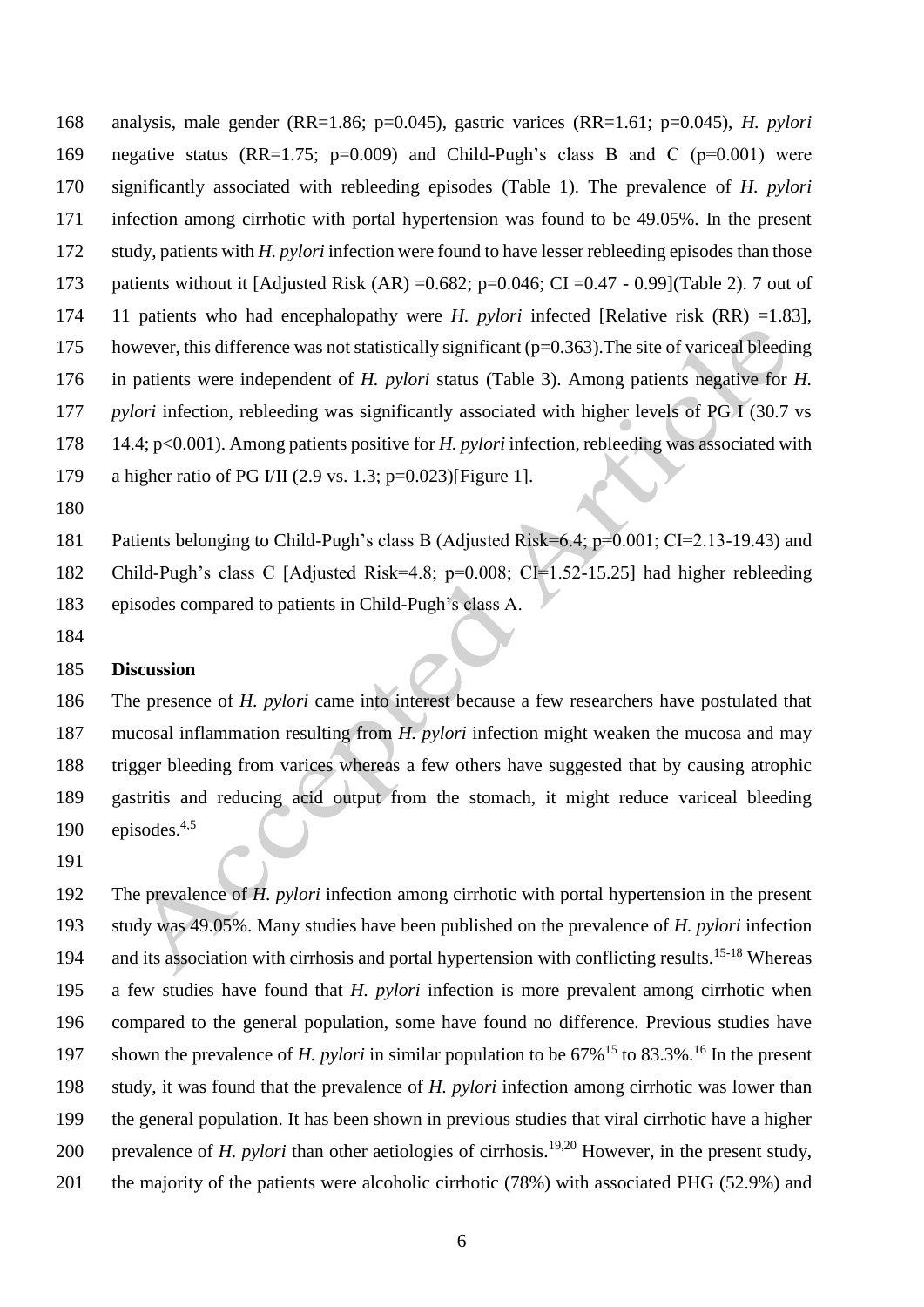analysis, male gender (RR=1.86; p=0.045), gastric varices (RR=1.61; p=0.045), *H. pylori* negative status (RR=1.75; p=0.009) and Child-Pugh's class B and C (p=0.001) were significantly associated with rebleeding episodes (Table 1). The prevalence of *H. pylori* infection among cirrhotic with portal hypertension was found to be 49.05%. In the present study, patients with *H. pylori* infection were found to have lesser rebleeding episodes than those patients without it [Adjusted Risk (AR) =0.682; p=0.046; CI =0.47 - 0.99](Table 2). 7 out of 11 patients who had encephalopathy were *H. pylori* infected [Relative risk (RR) =1.83], however, this difference was not statistically significant (p=0.363).The site of variceal bleeding in patients were independent of *H. pylori* status (Table 3). Among patients negative for *H. pylori* infection, rebleeding was significantly associated with higher levels of PG I (30.7 vs 14.4; p<0.001). Among patients positive for *H. pylori* infection, rebleeding was associated with a higher ratio of PG I/II (2.9 vs. 1.3; p=0.023)[Figure 1].

Patients belonging to Child-Pugh's class B (Adjusted Risk=6.4; p=0.001; CI=2.13-19.43) and Child-Pugh's class C [Adjusted Risk=4.8; p=0.008; CI=1.52-15.25] had higher rebleeding episodes compared to patients in Child-Pugh's class A.

## Discussion

The presence of *H. pylori* came into interest because a few researchers have postulated that mucosal inflammation resulting from *H. pylori* infection might weaken the mucosa and may trigger bleeding from varices whereas a few others have suggested that by causing atrophic gastritis and reducing acid output from the stomach, it might reduce variceal bleeding episodes.[4,5]

The prevalence of *H. pylori* infection among cirrhotic with portal hypertension in the present study was 49.05%. Many studies have been published on the prevalence of *H. pylori* infection and its association with cirrhosis and portal hypertension with conflicting results.[15-18] Whereas a few studies have found that *H. pylori* infection is more prevalent among cirrhotic when compared to the general population, some have found no difference. Previous studies have shown the prevalence of *H. pylori* in similar population to be 67%[15] to 83.3%.[16] In the present study, it was found that the prevalence of *H. pylori* infection among cirrhotic was lower than the general population. It has been shown in previous studies that viral cirrhotic have a higher prevalence of *H. pylori* than other aetiologies of cirrhosis.[19,20] However, in the present study, the majority of the patients were alcoholic cirrhotic (78%) with associated PHG (52.9%) and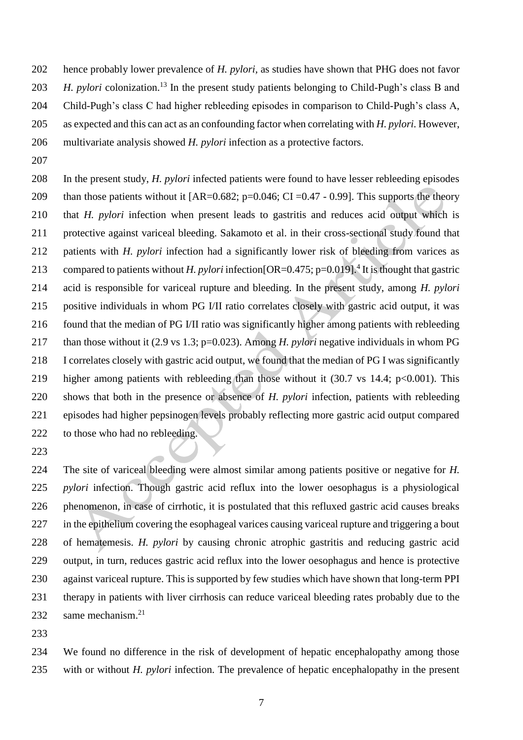hence probably lower prevalence of *H. pylori*, as studies have shown that PHG does not favor *H. pylori* colonization.[13] In the present study patients belonging to Child-Pugh's class B and Child-Pugh's class C had higher rebleeding episodes in comparison to Child-Pugh's class A, as expected and this can act as an confounding factor when correlating with *H. pylori*. However, multivariate analysis showed *H. pylori* infection as a protective factors.

In the present study, *H. pylori* infected patients were found to have lesser rebleeding episodes than those patients without it [AR=0.682; p=0.046; CI =0.47 - 0.99]. This supports the theory that *H. pylori* infection when present leads to gastritis and reduces acid output which is protective against variceal bleeding. Sakamoto et al. in their cross-sectional study found that patients with *H. pylori* infection had a significantly lower risk of bleeding from varices as compared to patients without *H. pylori* infection[OR=0.475; p=0.019].[4] It is thought that gastric acid is responsible for variceal rupture and bleeding. In the present study, among *H. pylori* positive individuals in whom PG I/II ratio correlates closely with gastric acid output, it was found that the median of PG I/II ratio was significantly higher among patients with rebleeding than those without it (2.9 vs 1.3; p=0.023). Among *H. pylori* negative individuals in whom PG I correlates closely with gastric acid output, we found that the median of PG I was significantly higher among patients with rebleeding than those without it (30.7 vs 14.4; p<0.001). This shows that both in the presence or absence of *H. pylori* infection, patients with rebleeding episodes had higher pepsinogen levels probably reflecting more gastric acid output compared to those who had no rebleeding.

The site of variceal bleeding were almost similar among patients positive or negative for *H. pylori* infection. Though gastric acid reflux into the lower oesophagus is a physiological phenomenon, in case of cirrhotic, it is postulated that this refluxed gastric acid causes breaks in the epithelium covering the esophageal varices causing variceal rupture and triggering a bout of hematemesis. *H. pylori* by causing chronic atrophic gastritis and reducing gastric acid output, in turn, reduces gastric acid reflux into the lower oesophagus and hence is protective against variceal rupture. This is supported by few studies which have shown that long-term PPI therapy in patients with liver cirrhosis can reduce variceal bleeding rates probably due to the same mechanism.[21]

We found no difference in the risk of development of hepatic encephalopathy among those with or without *H. pylori* infection. The prevalence of hepatic encephalopathy in the present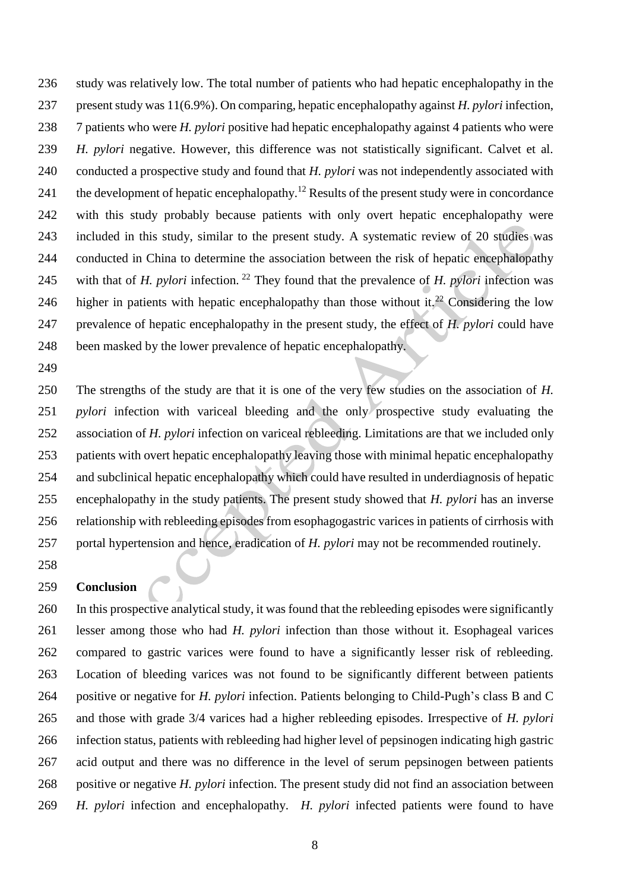study was relatively low. The total number of patients who had hepatic encephalopathy in the present study was 11(6.9%). On comparing, hepatic encephalopathy against *H. pylori* infection, 7 patients who were *H. pylori* positive had hepatic encephalopathy against 4 patients who were *H. pylori* negative. However, this difference was not statistically significant. Calvet et al. conducted a prospective study and found that *H. pylori* was not independently associated with the development of hepatic encephalopathy.[12] Results of the present study were in concordance with this study probably because patients with only overt hepatic encephalopathy were included in this study, similar to the present study. A systematic review of 20 studies was conducted in China to determine the association between the risk of hepatic encephalopathy with that of *H. pylori* infection.[22] They found that the prevalence of *H. pylori* infection was higher in patients with hepatic encephalopathy than those without it.[22] Considering the low prevalence of hepatic encephalopathy in the present study, the effect of *H. pylori* could have been masked by the lower prevalence of hepatic encephalopathy.

The strengths of the study are that it is one of the very few studies on the association of *H. pylori* infection with variceal bleeding and the only prospective study evaluating the association of *H. pylori* infection on variceal rebleeding. Limitations are that we included only patients with overt hepatic encephalopathy leaving those with minimal hepatic encephalopathy and subclinical hepatic encephalopathy which could have resulted in underdiagnosis of hepatic encephalopathy in the study patients. The present study showed that *H. pylori* has an inverse relationship with rebleeding episodes from esophagogastric varices in patients of cirrhosis with portal hypertension and hence, eradication of *H. pylori* may not be recommended routinely.

## Conclusion

In this prospective analytical study, it was found that the rebleeding episodes were significantly lesser among those who had *H. pylori* infection than those without it. Esophageal varices compared to gastric varices were found to have a significantly lesser risk of rebleeding. Location of bleeding varices was not found to be significantly different between patients positive or negative for *H. pylori* infection. Patients belonging to Child-Pugh's class B and C and those with grade 3/4 varices had a higher rebleeding episodes. Irrespective of *H. pylori* infection status, patients with rebleeding had higher level of pepsinogen indicating high gastric acid output and there was no difference in the level of serum pepsinogen between patients positive or negative *H. pylori* infection. The present study did not find an association between *H. pylori* infection and encephalopathy. *H. pylori* infected patients were found to have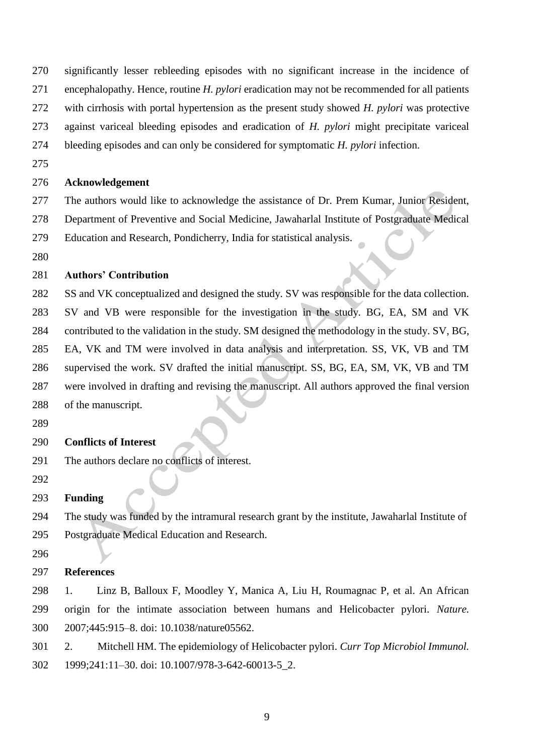significantly lesser rebleeding episodes with no significant increase in the incidence of encephalopathy. Hence, routine *H. pylori* eradication may not be recommended for all patients with cirrhosis with portal hypertension as the present study showed *H. pylori* was protective against variceal bleeding episodes and eradication of *H. pylori* might precipitate variceal bleeding episodes and can only be considered for symptomatic *H. pylori* infection.

## Acknowledgement

The authors would like to acknowledge the assistance of Dr. Prem Kumar, Junior Resident, Department of Preventive and Social Medicine, Jawaharlal Institute of Postgraduate Medical Education and Research, Pondicherry, India for statistical analysis.

## Authors' Contribution

SS and VK conceptualized and designed the study. SV was responsible for the data collection. SV and VB were responsible for the investigation in the study. BG, EA, SM and VK contributed to the validation in the study. SM designed the methodology in the study. SV, BG, EA, VK and TM were involved in data analysis and interpretation. SS, VK, VB and TM supervised the work. SV drafted the initial manuscript. SS, BG, EA, SM, VK, VB and TM were involved in drafting and revising the manuscript. All authors approved the final version of the manuscript.

## Conflicts of Interest

The authors declare no conflicts of interest.

## Funding

The study was funded by the intramural research grant by the institute, Jawaharlal Institute of Postgraduate Medical Education and Research.

## References

1. Linz B, Balloux F, Moodley Y, Manica A, Liu H, Roumagnac P, et al. An African origin for the intimate association between humans and Helicobacter pylori. *Nature.* 2007;445:915–8. doi: 10.1038/nature05562.
2. Mitchell HM. The epidemiology of Helicobacter pylori. *Curr Top Microbiol Immunol.* 1999;241:11–30. doi: 10.1007/978-3-642-60013-5_2.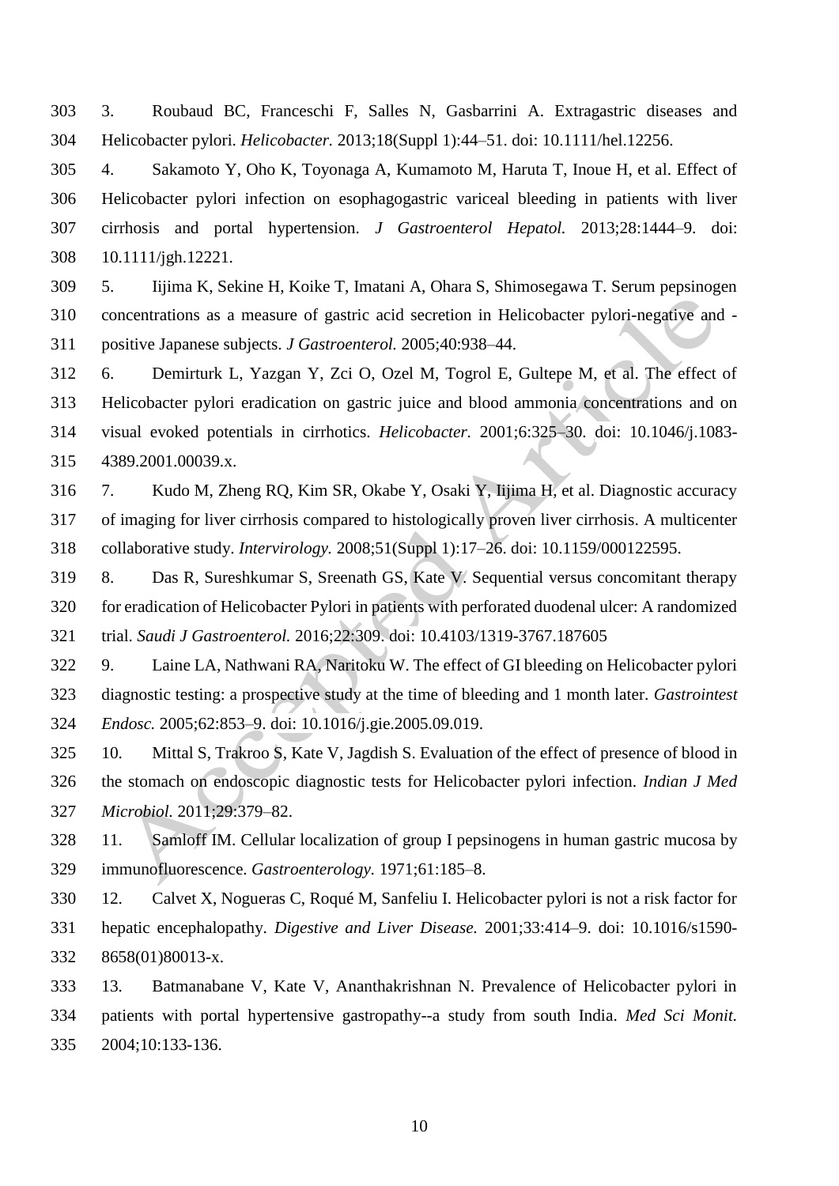3. Roubaud BC, Franceschi F, Salles N, Gasbarrini A. Extragastric diseases and Helicobacter pylori. *Helicobacter.* 2013;18(Suppl 1):44–51. doi: 10.1111/hel.12256.

4. Sakamoto Y, Oho K, Toyonaga A, Kumamoto M, Haruta T, Inoue H, et al. Effect of Helicobacter pylori infection on esophagogastric variceal bleeding in patients with liver cirrhosis and portal hypertension. *J Gastroenterol Hepatol.* 2013;28:1444–9. doi: 10.1111/jgh.12221.

5. Iijima K, Sekine H, Koike T, Imatani A, Ohara S, Shimosegawa T. Serum pepsinogen concentrations as a measure of gastric acid secretion in Helicobacter pylori-negative and -positive Japanese subjects. *J Gastroenterol.* 2005;40:938–44.

6. Demirturk L, Yazgan Y, Zci O, Ozel M, Togrol E, Gultepe M, et al. The effect of Helicobacter pylori eradication on gastric juice and blood ammonia concentrations and on visual evoked potentials in cirrhotics. *Helicobacter.* 2001;6:325–30. doi: 10.1046/j.1083-4389.2001.00039.x.

7. Kudo M, Zheng RQ, Kim SR, Okabe Y, Osaki Y, Iijima H, et al. Diagnostic accuracy of imaging for liver cirrhosis compared to histologically proven liver cirrhosis. A multicenter collaborative study. *Intervirology.* 2008;51(Suppl 1):17–26. doi: 10.1159/000122595.

8. Das R, Sureshkumar S, Sreenath GS, Kate V. Sequential versus concomitant therapy for eradication of Helicobacter Pylori in patients with perforated duodenal ulcer: A randomized trial. *Saudi J Gastroenterol.* 2016;22:309. doi: 10.4103/1319-3767.187605

9. Laine LA, Nathwani RA, Naritoku W. The effect of GI bleeding on Helicobacter pylori diagnostic testing: a prospective study at the time of bleeding and 1 month later. *Gastrointest Endosc.* 2005;62:853–9. doi: 10.1016/j.gie.2005.09.019.

10. Mittal S, Trakroo S, Kate V, Jagdish S. Evaluation of the effect of presence of blood in the stomach on endoscopic diagnostic tests for Helicobacter pylori infection. *Indian J Med Microbiol.* 2011;29:379–82.

11. Samloff IM. Cellular localization of group I pepsinogens in human gastric mucosa by immunofluorescence. *Gastroenterology.* 1971;61:185–8.

12. Calvet X, Nogueras C, Roqué M, Sanfeliu I. Helicobacter pylori is not a risk factor for hepatic encephalopathy. *Digestive and Liver Disease.* 2001;33:414–9. doi: 10.1016/s1590-8658(01)80013-x.

13. Batmanabane V, Kate V, Ananthakrishnan N. Prevalence of Helicobacter pylori in patients with portal hypertensive gastropathy--a study from south India. *Med Sci Monit.* 2004;10:133-136.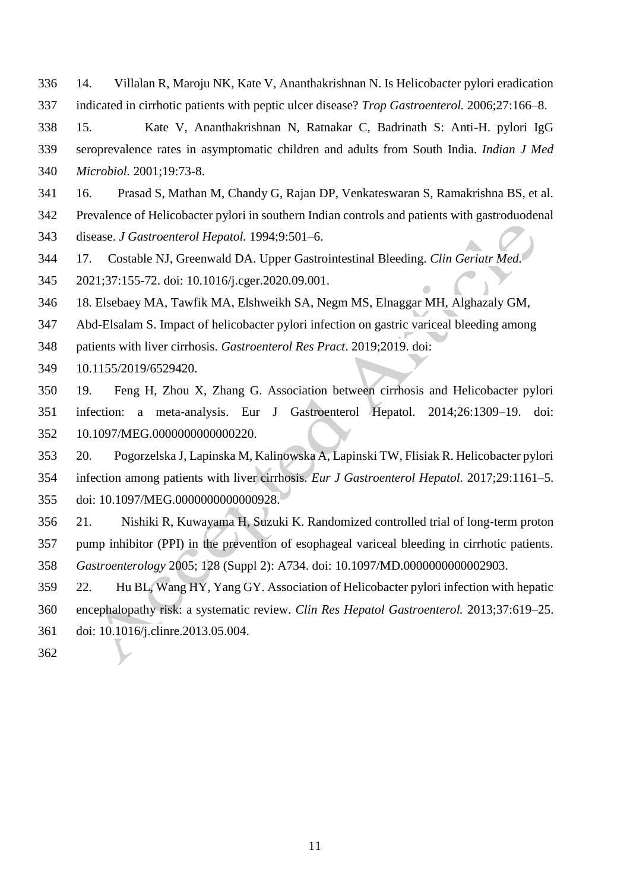14. Villalan R, Maroju NK, Kate V, Ananthakrishnan N. Is Helicobacter pylori eradication indicated in cirrhotic patients with peptic ulcer disease? *Trop Gastroenterol.* 2006;27:166–8.

15. Kate V, Ananthakrishnan N, Ratnakar C, Badrinath S: Anti-H. pylori IgG seroprevalence rates in asymptomatic children and adults from South India. *Indian J Med Microbiol.* 2001;19:73-8.

16. Prasad S, Mathan M, Chandy G, Rajan DP, Venkateswaran S, Ramakrishna BS, et al. Prevalence of Helicobacter pylori in southern Indian controls and patients with gastroduodenal disease. *J Gastroenterol Hepatol.* 1994;9:501–6.

17. Costable NJ, Greenwald DA. Upper Gastrointestinal Bleeding. *Clin Geriatr Med.* 2021;37:155-72. doi: 10.1016/j.cger.2020.09.001.

18. Elsebaey MA, Tawfik MA, Elshweikh SA, Negm MS, Elnaggar MH, Alghazaly GM, Abd-Elsalam S. Impact of helicobacter pylori infection on gastric variceal bleeding among patients with liver cirrhosis. *Gastroenterol Res Pract*. 2019;2019. doi: 10.1155/2019/6529420.

19. Feng H, Zhou X, Zhang G. Association between cirrhosis and Helicobacter pylori infection: a meta-analysis. Eur J Gastroenterol Hepatol. 2014;26:1309–19. doi: 10.1097/MEG.0000000000000220.

20. Pogorzelska J, Lapinska M, Kalinowska A, Lapinski TW, Flisiak R. Helicobacter pylori infection among patients with liver cirrhosis. *Eur J Gastroenterol Hepatol.* 2017;29:1161–5. doi: 10.1097/MEG.0000000000000928.

21. Nishiki R, Kuwayama H, Suzuki K. Randomized controlled trial of long-term proton pump inhibitor (PPI) in the prevention of esophageal variceal bleeding in cirrhotic patients. *Gastroenterology* 2005; 128 (Suppl 2): A734. doi: 10.1097/MD.0000000000002903.

22. Hu BL, Wang HY, Yang GY. Association of Helicobacter pylori infection with hepatic encephalopathy risk: a systematic review. *Clin Res Hepatol Gastroenterol.* 2013;37:619–25. doi: 10.1016/j.clinre.2013.05.004.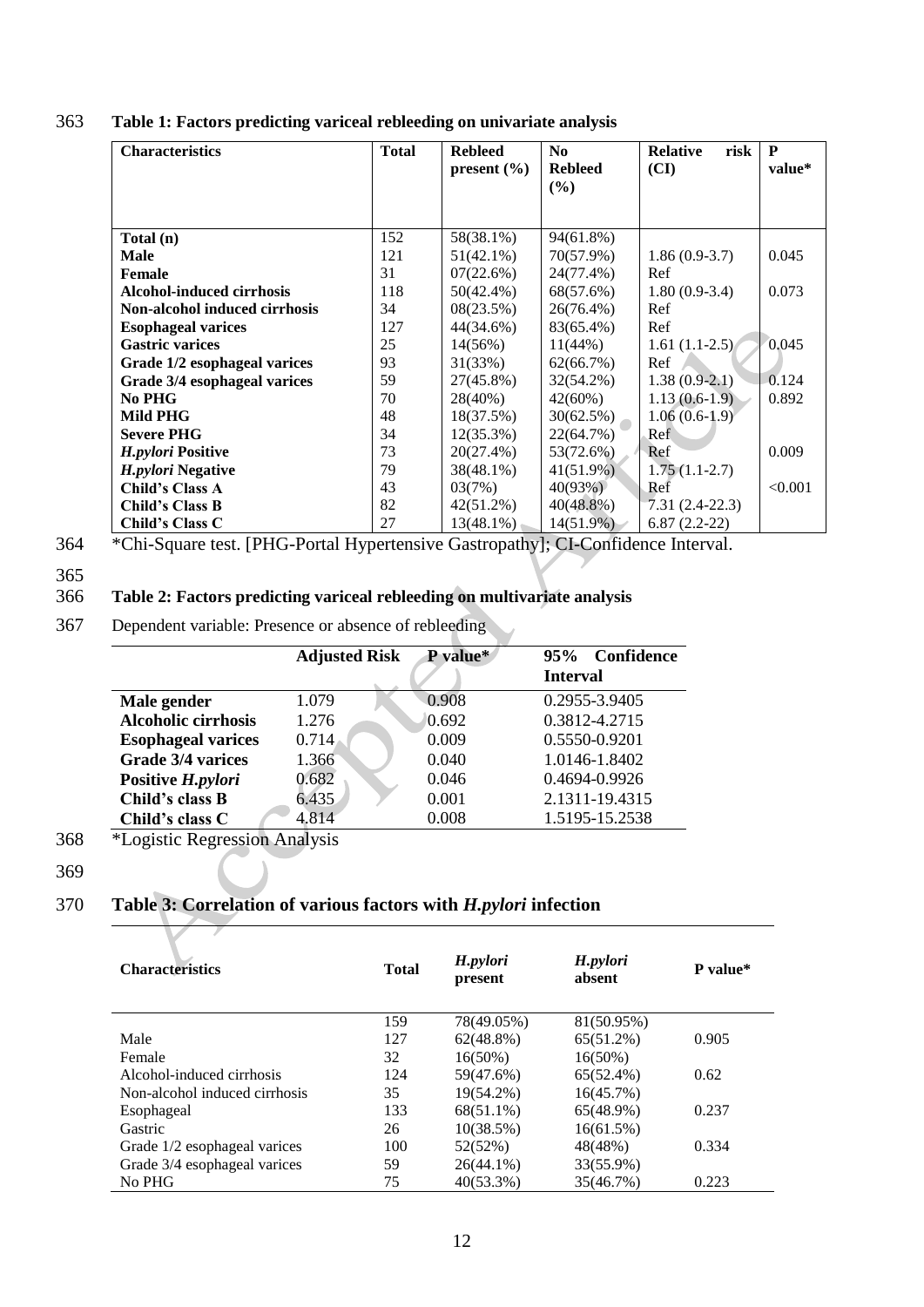**Table 1: Factors predicting variceal rebleeding on univariate analysis**

| Characteristics | Total | Rebleed present (%) | No Rebleed (%) | Relative risk (CI) | P value* |
|---|---|---|---|---|---|
| **Total (n)** | 152 | 58(38.1%) | 94(61.8%) | | |
| **Male** | 121 | 51(42.1%) | 70(57.9%) | 1.86 (0.9-3.7) | 0.045 |
| **Female** | 31 | 07(22.6%) | 24(77.4%) | Ref | |
| **Alcohol-induced cirrhosis** | 118 | 50(42.4%) | 68(57.6%) | 1.80 (0.9-3.4) | 0.073 |
| **Non-alcohol induced cirrhosis** | 34 | 08(23.5%) | 26(76.4%) | Ref | |
| **Esophageal varices** | 127 | 44(34.6%) | 83(65.4%) | Ref | |
| **Gastric varices** | 25 | 14(56%) | 11(44%) | 1.61 (1.1-2.5) | 0.045 |
| **Grade 1/2 esophageal varices** | 93 | 31(33%) | 62(66.7%) | Ref | |
| **Grade 3/4 esophageal varices** | 59 | 27(45.8%) | 32(54.2%) | 1.38 (0.9-2.1) | 0.124 |
| **No PHG** | 70 | 28(40%) | 42(60%) | 1.13 (0.6-1.9) | 0.892 |
| **Mild PHG** | 48 | 18(37.5%) | 30(62.5%) | 1.06 (0.6-1.9) | |
| **Severe PHG** | 34 | 12(35.3%) | 22(64.7%) | Ref | |
| ***H.pylori* Positive** | 73 | 20(27.4%) | 53(72.6%) | Ref | 0.009 |
| ***H.pylori* Negative** | 79 | 38(48.1%) | 41(51.9%) | 1.75 (1.1-2.7) | |
| **Child's Class A** | 43 | 03(7%) | 40(93%) | Ref | <0.001 |
| **Child's Class B** | 82 | 42(51.2%) | 40(48.8%) | 7.31 (2.4-22.3) | |
| **Child's Class C** | 27 | 13(48.1%) | 14(51.9%) | 6.87 (2.2-22) | |

*Chi-Square test. [PHG-Portal Hypertensive Gastropathy]; CI-Confidence Interval.

**Table 2: Factors predicting variceal rebleeding on multivariate analysis**

Dependent variable: Presence or absence of rebleeding

| | Adjusted Risk | P value* | 95% Confidence Interval |
|---|---|---|---|
| **Male gender** | 1.079 | 0.908 | 0.2955-3.9405 |
| **Alcoholic cirrhosis** | 1.276 | 0.692 | 0.3812-4.2715 |
| **Esophageal varices** | 0.714 | 0.009 | 0.5550-0.9201 |
| **Grade 3/4 varices** | 1.366 | 0.040 | 1.0146-1.8402 |
| **Positive *H.pylori*** | 0.682 | 0.046 | 0.4694-0.9926 |
| **Child's class B** | 6.435 | 0.001 | 2.1311-19.4315 |
| **Child's class C** | 4.814 | 0.008 | 1.5195-15.2538 |

*Logistic Regression Analysis

**Table 3: Correlation of various factors with *H.pylori* infection**

| Characteristics | Total | *H.pylori* present | *H.pylori* absent | P value* |
|---|---|---|---|---|
| | 159 | 78(49.05%) | 81(50.95%) | |
| Male | 127 | 62(48.8%) | 65(51.2%) | 0.905 |
| Female | 32 | 16(50%) | 16(50%) | |
| Alcohol-induced cirrhosis | 124 | 59(47.6%) | 65(52.4%) | 0.62 |
| Non-alcohol induced cirrhosis | 35 | 19(54.2%) | 16(45.7%) | |
| Esophageal | 133 | 68(51.1%) | 65(48.9%) | 0.237 |
| Gastric | 26 | 10(38.5%) | 16(61.5%) | |
| Grade 1/2 esophageal varices | 100 | 52(52%) | 48(48%) | 0.334 |
| Grade 3/4 esophageal varices | 59 | 26(44.1%) | 33(55.9%) | |
| No PHG | 75 | 40(53.3%) | 35(46.7%) | 0.223 |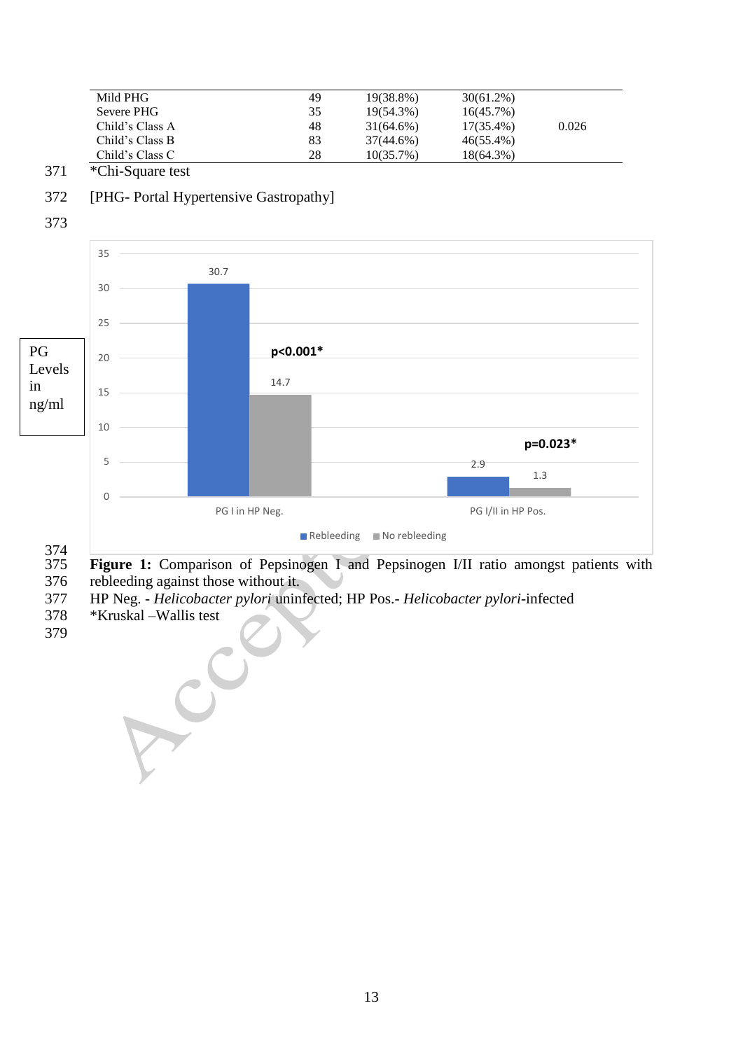| | | | | |
|---|---|---|---|---|
| Mild PHG | 49 | 19(38.8%) | 30(61.2%) | |
| Severe PHG | 35 | 19(54.3%) | 16(45.7%) | |
| Child's Class A | 48 | 31(64.6%) | 17(35.4%) | 0.026 |
| Child's Class B | 83 | 37(44.6%) | 46(55.4%) | |
| Child's Class C | 28 | 10(35.7%) | 18(64.3%) | |

*Chi-Square test

[PHG- Portal Hypertensive Gastropathy]

PG Levels in ng/ml

35
30
25
20
15
10
5
0

30.7
14.7
p<0.001*
2.9
1.3
p=0.023*

PG I in HP Neg.
PG I/II in HP Pos.

Rebleeding
No rebleeding

**Figure 1:** Comparison of Pepsinogen I and Pepsinogen I/II ratio amongst patients with rebleeding against those without it.

HP Neg. - *Helicobacter pylori* uninfected; HP Pos.- *Helicobacter pylori*-infected

*Kruskal –Wallis test